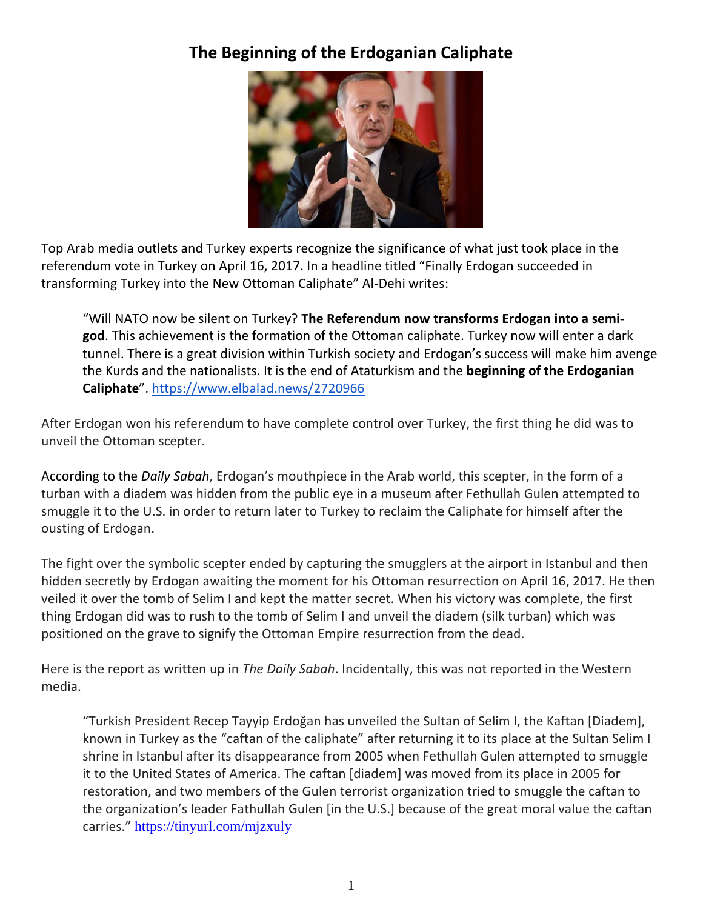# The Beginning of the Erdoganian Caliphate

Top Arab media outlets and Turkey experts recognize the significance of what just took place in the referendum vote in Turkey on April 16, 2017. In a headline titled "Finally Erdogan succeeded in transforming Turkey into the New Ottoman Caliphate" Al-Dehi writes:

> "Will NATO now be silent on Turkey? **The Referendum now transforms Erdogan into a semi-god**. This achievement is the formation of the Ottoman caliphate. Turkey now will enter a dark tunnel. There is a great division within Turkish society and Erdogan's success will make him avenge the Kurds and the nationalists. It is the end of Ataturkism and the **beginning of the Erdoganian Caliphate**". https://www.elbalad.news/2720966

After Erdogan won his referendum to have complete control over Turkey, the first thing he did was to unveil the Ottoman scepter.

According to the *Daily Sabah*, Erdogan's mouthpiece in the Arab world, this scepter, in the form of a turban with a diadem was hidden from the public eye in a museum after Fethullah Gulen attempted to smuggle it to the U.S. in order to return later to Turkey to reclaim the Caliphate for himself after the ousting of Erdogan.

The fight over the symbolic scepter ended by capturing the smugglers at the airport in Istanbul and then hidden secretly by Erdogan awaiting the moment for his Ottoman resurrection on April 16, 2017. He then veiled it over the tomb of Selim I and kept the matter secret. When his victory was complete, the first thing Erdogan did was to rush to the tomb of Selim I and unveil the diadem (silk turban) which was positioned on the grave to signify the Ottoman Empire resurrection from the dead.

Here is the report as written up in *The Daily Sabah*. Incidentally, this was not reported in the Western media.

> "Turkish President Recep Tayyip Erdoğan has unveiled the Sultan of Selim I, the Kaftan [Diadem], known in Turkey as the "caftan of the caliphate" after returning it to its place at the Sultan Selim I shrine in Istanbul after its disappearance from 2005 when Fethullah Gulen attempted to smuggle it to the United States of America. The caftan [diadem] was moved from its place in 2005 for restoration, and two members of the Gulen terrorist organization tried to smuggle the caftan to the organization's leader Fathullah Gulen [in the U.S.] because of the great moral value the caftan carries." https://tinyurl.com/mjzxuly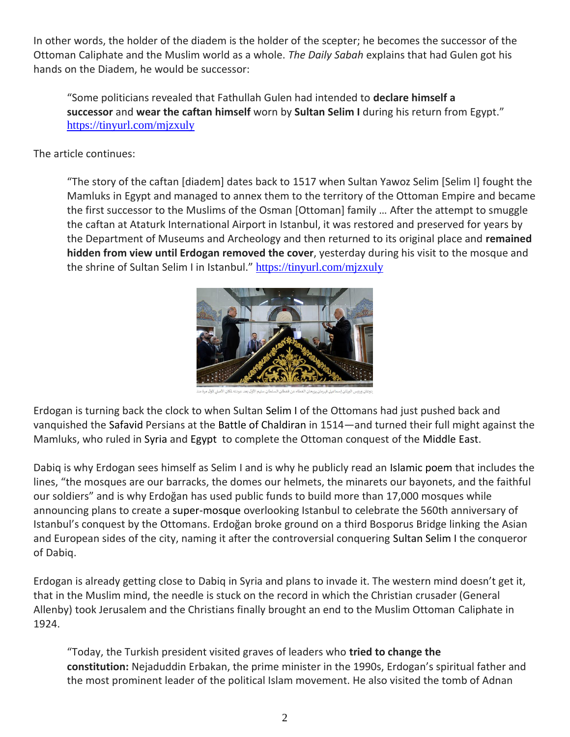In other words, the holder of the diadem is the holder of the scepter; he becomes the successor of the Ottoman Caliphate and the Muslim world as a whole. *The Daily Sabah* explains that had Gulen got his hands on the Diadem, he would be successor:

> "Some politicians revealed that Fathullah Gulen had intended to **declare himself a successor** and **wear the caftan himself** worn by **Sultan Selim I** during his return from Egypt." https://tinyurl.com/mjzxuly

The article continues:

> "The story of the caftan [diadem] dates back to 1517 when Sultan Yawoz Selim [Selim I] fought the Mamluks in Egypt and managed to annex them to the territory of the Ottoman Empire and became the first successor to the Muslims of the Osman [Ottoman] family … After the attempt to smuggle the caftan at Ataturk International Airport in Istanbul, it was restored and preserved for years by the Department of Museums and Archeology and then returned to its original place and **remained hidden from view until Erdogan removed the cover**, yesterday during his visit to the mosque and the shrine of Sultan Selim I in Istanbul." https://tinyurl.com/mjzxuly

Erdogan is turning back the clock to when Sultan Selim I of the Ottomans had just pushed back and vanquished the Safavid Persians at the Battle of Chaldiran in 1514—and turned their full might against the Mamluks, who ruled in Syria and Egypt to complete the Ottoman conquest of the Middle East.

Dabiq is why Erdogan sees himself as Selim I and is why he publicly read an Islamic poem that includes the lines, "the mosques are our barracks, the domes our helmets, the minarets our bayonets, and the faithful our soldiers" and is why Erdoğan has used public funds to build more than 17,000 mosques while announcing plans to create a super-mosque overlooking Istanbul to celebrate the 560th anniversary of Istanbul's conquest by the Ottomans. Erdoğan broke ground on a third Bosporus Bridge linking the Asian and European sides of the city, naming it after the controversial conquering Sultan Selim I the conqueror of Dabiq.

Erdogan is already getting close to Dabiq in Syria and plans to invade it. The western mind doesn't get it, that in the Muslim mind, the needle is stuck on the record in which the Christian crusader (General Allenby) took Jerusalem and the Christians finally brought an end to the Muslim Ottoman Caliphate in 1924.

> "Today, the Turkish president visited graves of leaders who **tried to change the constitution:** Nejaduddin Erbakan, the prime minister in the 1990s, Erdogan's spiritual father and the most prominent leader of the political Islam movement. He also visited the tomb of Adnan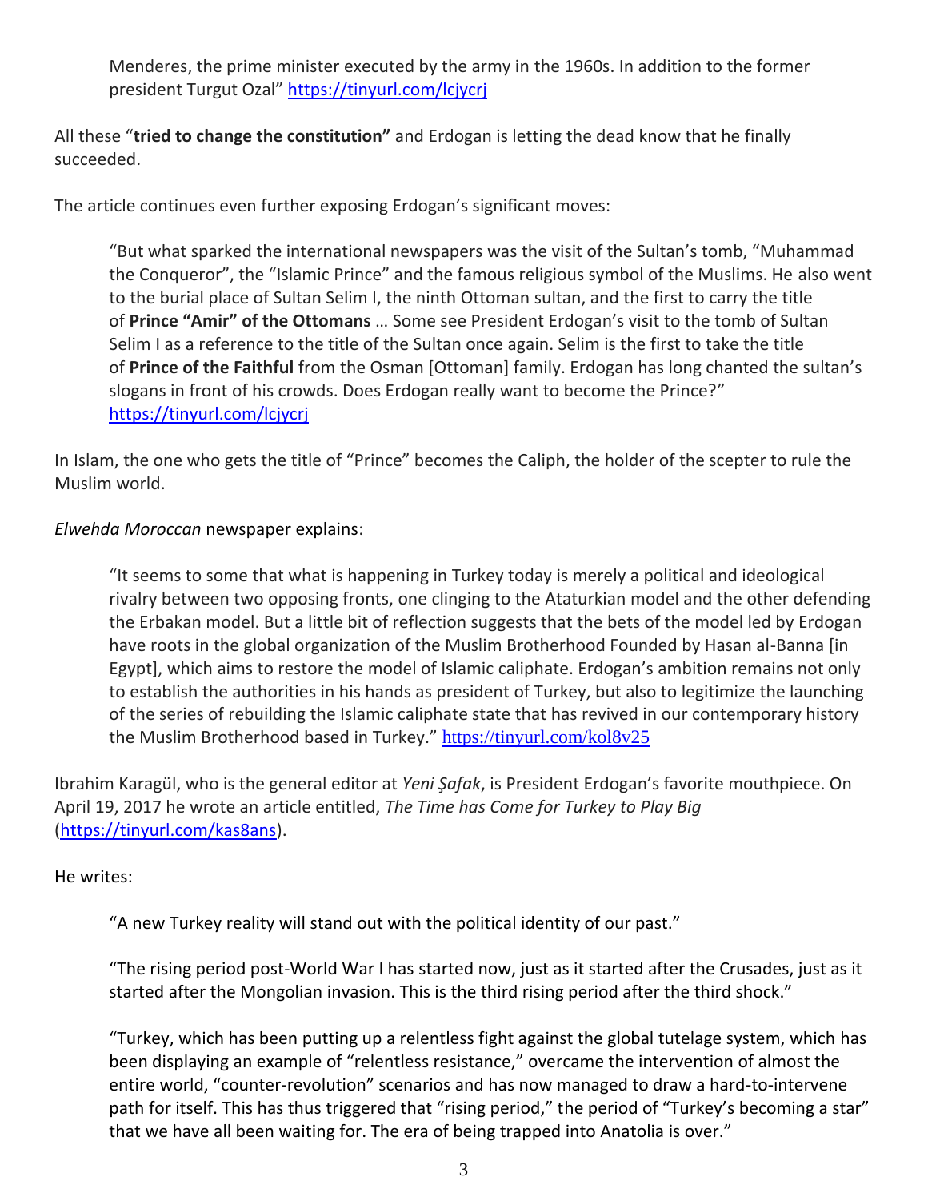> Menderes, the prime minister executed by the army in the 1960s. In addition to the former president Turgut Ozal" https://tinyurl.com/lcjycrj

All these "**tried to change the constitution"** and Erdogan is letting the dead know that he finally succeeded.

The article continues even further exposing Erdogan's significant moves:

> "But what sparked the international newspapers was the visit of the Sultan's tomb, "Muhammad the Conqueror", the "Islamic Prince" and the famous religious symbol of the Muslims. He also went to the burial place of Sultan Selim I, the ninth Ottoman sultan, and the first to carry the title of **Prince "Amir" of the Ottomans** … Some see President Erdogan's visit to the tomb of Sultan Selim I as a reference to the title of the Sultan once again. Selim is the first to take the title of **Prince of the Faithful** from the Osman [Ottoman] family. Erdogan has long chanted the sultan's slogans in front of his crowds. Does Erdogan really want to become the Prince?" https://tinyurl.com/lcjycrj

In Islam, the one who gets the title of "Prince" becomes the Caliph, the holder of the scepter to rule the Muslim world.

*Elwehda Moroccan* newspaper explains:

> "It seems to some that what is happening in Turkey today is merely a political and ideological rivalry between two opposing fronts, one clinging to the Ataturkian model and the other defending the Erbakan model. But a little bit of reflection suggests that the bets of the model led by Erdogan have roots in the global organization of the Muslim Brotherhood Founded by Hasan al-Banna [in Egypt], which aims to restore the model of Islamic caliphate. Erdogan's ambition remains not only to establish the authorities in his hands as president of Turkey, but also to legitimize the launching of the series of rebuilding the Islamic caliphate state that has revived in our contemporary history the Muslim Brotherhood based in Turkey." https://tinyurl.com/kol8v25

Ibrahim Karagül, who is the general editor at *Yeni Şafak*, is President Erdogan's favorite mouthpiece. On April 19, 2017 he wrote an article entitled, *The Time has Come for Turkey to Play Big* (https://tinyurl.com/kas8ans).

He writes:

> "A new Turkey reality will stand out with the political identity of our past."
>
> "The rising period post-World War I has started now, just as it started after the Crusades, just as it started after the Mongolian invasion. This is the third rising period after the third shock."
>
> "Turkey, which has been putting up a relentless fight against the global tutelage system, which has been displaying an example of "relentless resistance," overcame the intervention of almost the entire world, "counter-revolution" scenarios and has now managed to draw a hard-to-intervene path for itself. This has thus triggered that "rising period," the period of "Turkey's becoming a star" that we have all been waiting for. The era of being trapped into Anatolia is over."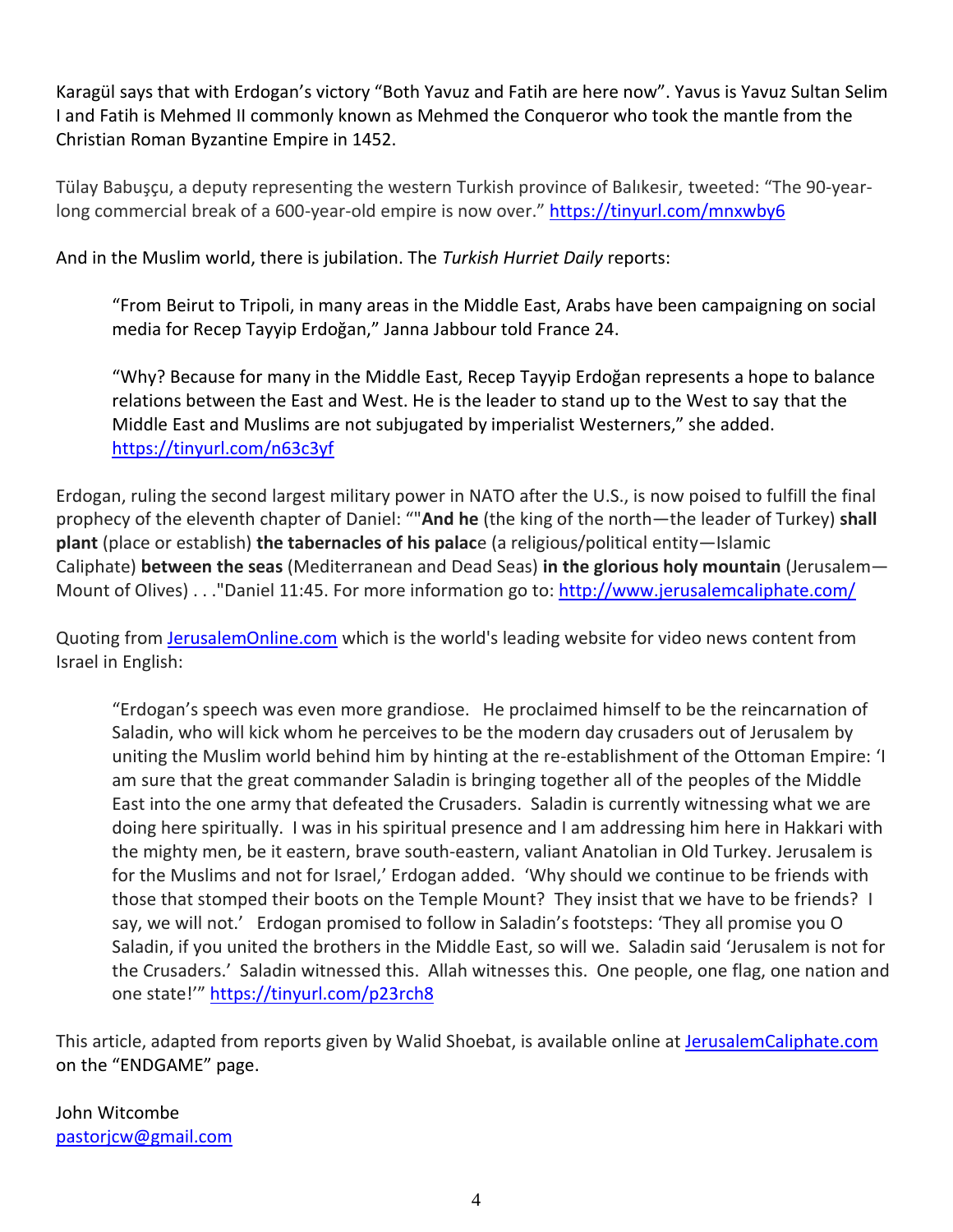Karagül says that with Erdogan's victory "Both Yavuz and Fatih are here now". Yavus is Yavuz Sultan Selim I and Fatih is Mehmed II commonly known as Mehmed the Conqueror who took the mantle from the Christian Roman Byzantine Empire in 1452.

Tülay Babuşçu, a deputy representing the western Turkish province of Balıkesir, tweeted: "The 90-year-long commercial break of a 600-year-old empire is now over." https://tinyurl.com/mnxwby6

And in the Muslim world, there is jubilation. The *Turkish Hurriet Daily* reports:

> "From Beirut to Tripoli, in many areas in the Middle East, Arabs have been campaigning on social media for Recep Tayyip Erdoğan," Janna Jabbour told France 24.
>
> "Why? Because for many in the Middle East, Recep Tayyip Erdoğan represents a hope to balance relations between the East and West. He is the leader to stand up to the West to say that the Middle East and Muslims are not subjugated by imperialist Westerners," she added. https://tinyurl.com/n63c3yf

Erdogan, ruling the second largest military power in NATO after the U.S., is now poised to fulfill the final prophecy of the eleventh chapter of Daniel: ""**And he** (the king of the north—the leader of Turkey) **shall plant** (place or establish) **the tabernacles of his palac**e (a religious/political entity—Islamic Caliphate) **between the seas** (Mediterranean and Dead Seas) **in the glorious holy mountain** (Jerusalem—Mount of Olives) . . ."Daniel 11:45. For more information go to: http://www.jerusalemcaliphate.com/

Quoting from JerusalemOnline.com which is the world's leading website for video news content from Israel in English:

> "Erdogan's speech was even more grandiose. He proclaimed himself to be the reincarnation of Saladin, who will kick whom he perceives to be the modern day crusaders out of Jerusalem by uniting the Muslim world behind him by hinting at the re-establishment of the Ottoman Empire: 'I am sure that the great commander Saladin is bringing together all of the peoples of the Middle East into the one army that defeated the Crusaders. Saladin is currently witnessing what we are doing here spiritually. I was in his spiritual presence and I am addressing him here in Hakkari with the mighty men, be it eastern, brave south-eastern, valiant Anatolian in Old Turkey. Jerusalem is for the Muslims and not for Israel,' Erdogan added. 'Why should we continue to be friends with those that stomped their boots on the Temple Mount? They insist that we have to be friends? I say, we will not.' Erdogan promised to follow in Saladin's footsteps: 'They all promise you O Saladin, if you united the brothers in the Middle East, so will we. Saladin said 'Jerusalem is not for the Crusaders.' Saladin witnessed this. Allah witnesses this. One people, one flag, one nation and one state!'" https://tinyurl.com/p23rch8

This article, adapted from reports given by Walid Shoebat, is available online at JerusalemCaliphate.com on the "ENDGAME" page.

John Witcombe
pastorjcw@gmail.com